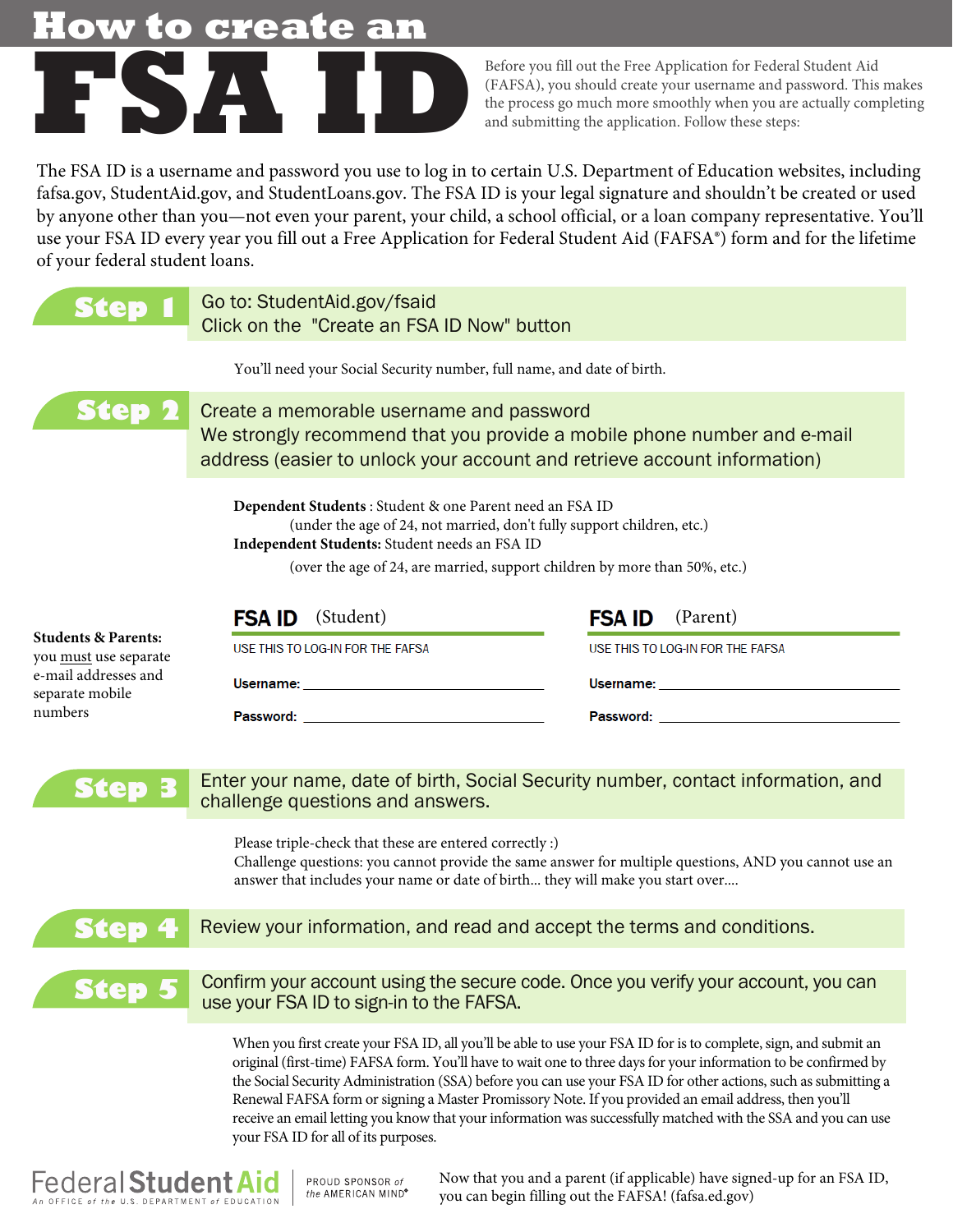# How to create an FSA ID

Before you fill out the Free Application for Federal Student Aid (FAFSA), you should create your username and password. This makes the process go much more smoothly when you are actually completing and submitting the application. Follow these steps:

The FSA ID is a username and password you use to log in to certain U.S. Department of Education websites, including fafsa.gov, StudentAid.gov, and StudentLoans.gov. The FSA ID is your legal signature and shouldn't be created or used by anyone other than you—not even your parent, your child, a school official, or a loan company representative. You'll use your FSA ID every year you fill out a Free Application for Federal Student Aid (FAFSA®) form and for the lifetime of your federal student loans.

## Step 1

Go to: StudentAid.gov/fsaid
Click on the "Create an FSA ID Now" button

You'll need your Social Security number, full name, and date of birth.

## Step 2

Create a memorable username and password
We strongly recommend that you provide a mobile phone number and e-mail address (easier to unlock your account and retrieve account information)

**Dependent Students** : Student & one Parent need an FSA ID
(under the age of 24, not married, don't fully support children, etc.)
**Independent Students:** Student needs an FSA ID
(over the age of 24, are married, support children by more than 50%, etc.)

**Students & Parents:** you must use separate e-mail addresses and separate mobile numbers

**FSA ID** (Student)

USE THIS TO LOG-IN FOR THE FAFSA

**Username:** ______________________

**Password:** ______________________

**FSA ID** (Parent)

USE THIS TO LOG-IN FOR THE FAFSA

**Username:** ______________________

**Password:** ______________________

## Step 3

Enter your name, date of birth, Social Security number, contact information, and challenge questions and answers.

Please triple-check that these are entered correctly :)
Challenge questions: you cannot provide the same answer for multiple questions, AND you cannot use an answer that includes your name or date of birth... they will make you start over....

## Step 4

Review your information, and read and accept the terms and conditions.

## Step 5

Confirm your account using the secure code. Once you verify your account, you can use your FSA ID to sign-in to the FAFSA.

When you first create your FSA ID, all you'll be able to use your FSA ID for is to complete, sign, and submit an original (first-time) FAFSA form. You'll have to wait one to three days for your information to be confirmed by the Social Security Administration (SSA) before you can use your FSA ID for other actions, such as submitting a Renewal FAFSA form or signing a Master Promissory Note. If you provided an email address, then you'll receive an email letting you know that your information was successfully matched with the SSA and you can use your FSA ID for all of its purposes.

Federal Student Aid — An OFFICE of the U.S. DEPARTMENT of EDUCATION | PROUD SPONSOR of the AMERICAN MIND®

Now that you and a parent (if applicable) have signed-up for an FSA ID, you can begin filling out the FAFSA! (fafsa.ed.gov)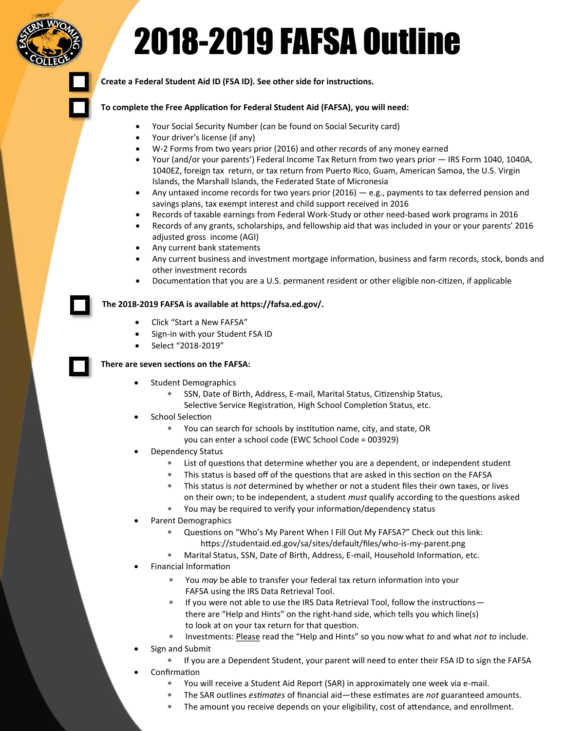# 2018-2019 FAFSA Outline

☐ **Create a Federal Student Aid ID (FSA ID). See other side for instructions.**

☐ **To complete the Free Application for Federal Student Aid (FAFSA), you will need:**

- Your Social Security Number (can be found on Social Security card)
- Your driver's license (if any)
- W-2 Forms from two years prior (2016) and other records of any money earned
- Your (and/or your parents') Federal Income Tax Return from two years prior — IRS Form 1040, 1040A, 1040EZ, foreign tax return, or tax return from Puerto Rico, Guam, American Samoa, the U.S. Virgin Islands, the Marshall Islands, the Federated State of Micronesia
- Any untaxed income records for two years prior (2016) — e.g., payments to tax deferred pension and savings plans, tax exempt interest and child support received in 2016
- Records of taxable earnings from Federal Work-Study or other need-based work programs in 2016
- Records of any grants, scholarships, and fellowship aid that was included in your or your parents' 2016 adjusted gross income (AGI)
- Any current bank statements
- Any current business and investment mortgage information, business and farm records, stock, bonds and other investment records
- Documentation that you are a U.S. permanent resident or other eligible non-citizen, if applicable

☐ **The 2018-2019 FAFSA is available at https://fafsa.ed.gov/.**

- Click "Start a New FAFSA"
- Sign-in with your Student FSA ID
- Select "2018-2019"

☐ **There are seven sections on the FAFSA:**

- Student Demographics
  - SSN, Date of Birth, Address, E-mail, Marital Status, Citizenship Status, Selective Service Registration, High School Completion Status, etc.
- School Selection
  - You can search for schools by institution name, city, and state, OR you can enter a school code (EWC School Code = 003929)
- Dependency Status
  - List of questions that determine whether you are a dependent, or independent student
  - This status is based off of the questions that are asked in this section on the FAFSA
  - This status is *not* determined by whether or not a student files their own taxes, or lives on their own; to be independent, a student *must* qualify according to the questions asked
  - You may be required to verify your information/dependency status
- Parent Demographics
  - Questions on "Who's My Parent When I Fill Out My FAFSA?" Check out this link: https://studentaid.ed.gov/sa/sites/default/files/who-is-my-parent.png
  - Marital Status, SSN, Date of Birth, Address, E-mail, Household Information, etc.
- Financial Information
  - You *may* be able to transfer your federal tax return information into your FAFSA using the IRS Data Retrieval Tool.
  - If you were not able to use the IRS Data Retrieval Tool, follow the instructions—there are "Help and Hints" on the right-hand side, which tells you which line(s) to look at on your tax return for that question.
  - Investments: <u>Please</u> read the "Help and Hints" so you now what *to* and what *not to* include.
- Sign and Submit
  - If you are a Dependent Student, your parent will need to enter their FSA ID to sign the FAFSA
- Confirmation
  - You will receive a Student Aid Report (SAR) in approximately one week via e-mail.
  - The SAR outlines *estimates* of financial aid—these estimates are *not* guaranteed amounts.
  - The amount you receive depends on your eligibility, cost of attendance, and enrollment.